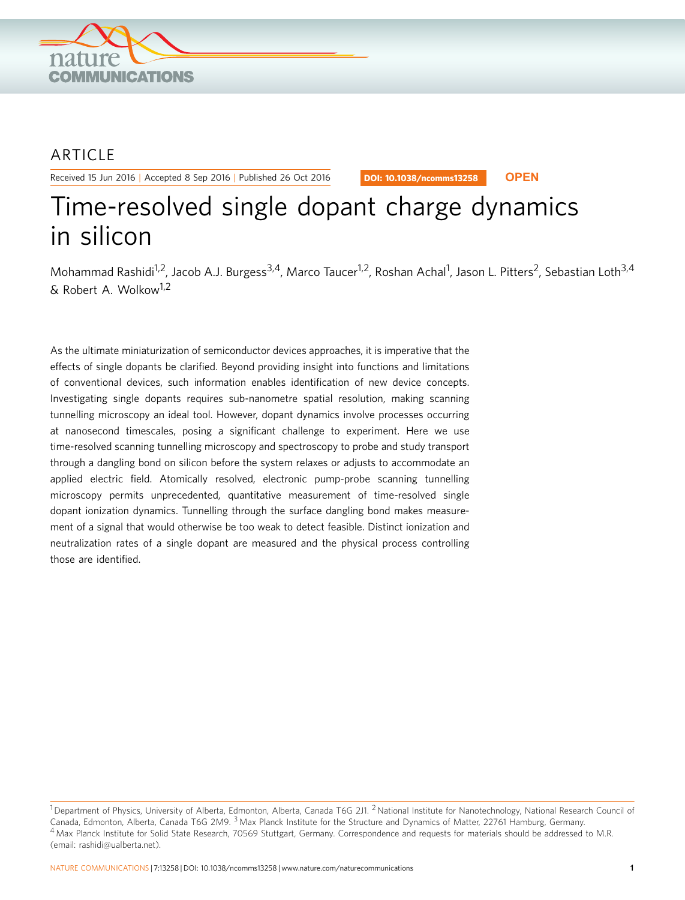ARTICLE

Received 15 Jun 2016 | Accepted 8 Sep 2016 | Published 26 Oct 2016

DOI: 10.1038/ncomms13258 **OPEN**

# Time-resolved single dopant charge dynamics in silicon

Mohammad Rashidi[1,2], Jacob A.J. Burgess[3,4], Marco Taucer[1,2], Roshan Achal[1], Jason L. Pitters[2], Sebastian Loth[3,4] & Robert A. Wolkow[1,2]

As the ultimate miniaturization of semiconductor devices approaches, it is imperative that the effects of single dopants be clarified. Beyond providing insight into functions and limitations of conventional devices, such information enables identification of new device concepts. Investigating single dopants requires sub-nanometre spatial resolution, making scanning tunnelling microscopy an ideal tool. However, dopant dynamics involve processes occurring at nanosecond timescales, posing a significant challenge to experiment. Here we use time-resolved scanning tunnelling microscopy and spectroscopy to probe and study transport through a dangling bond on silicon before the system relaxes or adjusts to accommodate an applied electric field. Atomically resolved, electronic pump-probe scanning tunnelling microscopy permits unprecedented, quantitative measurement of time-resolved single dopant ionization dynamics. Tunnelling through the surface dangling bond makes measurement of a signal that would otherwise be too weak to detect feasible. Distinct ionization and neutralization rates of a single dopant are measured and the physical process controlling those are identified.

[1] Department of Physics, University of Alberta, Edmonton, Alberta, Canada T6G 2J1. [2] National Institute for Nanotechnology, National Research Council of Canada, Edmonton, Alberta, Canada T6G 2M9. [3] Max Planck Institute for the Structure and Dynamics of Matter, 22761 Hamburg, Germany. [4] Max Planck Institute for Solid State Research, 70569 Stuttgart, Germany. Correspondence and requests for materials should be addressed to M.R. (email: rashidi@ualberta.net).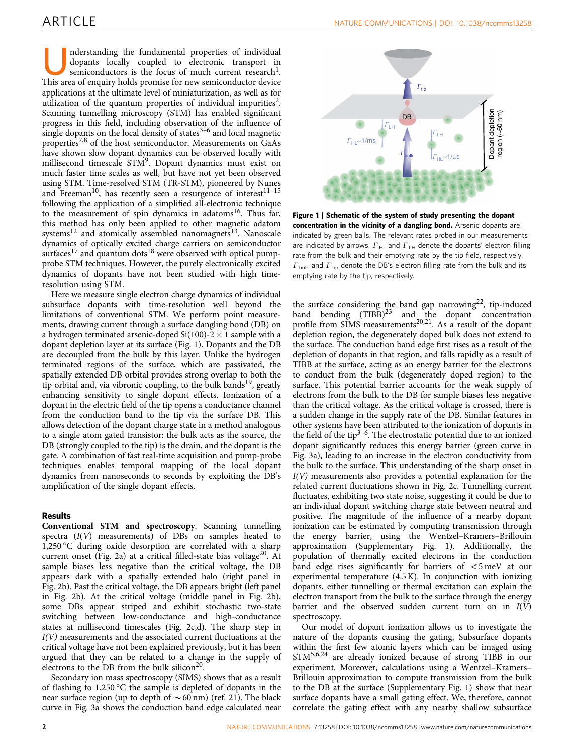Understanding the fundamental properties of individual dopants locally coupled to electronic transport in semiconductors is the focus of much current research[1]. This area of enquiry holds promise for new semiconductor device applications at the ultimate level of miniaturization, as well as for utilization of the quantum properties of individual impurities[2]. Scanning tunnelling microscopy (STM) has enabled significant progress in this field, including observation of the influence of single dopants on the local density of states[3–6] and local magnetic properties[7,8] of the host semiconductor. Measurements on GaAs have shown slow dopant dynamics can be observed locally with millisecond timescale STM[9]. Dopant dynamics must exist on much faster time scales as well, but have not yet been observed using STM. Time-resolved STM (TR-STM), pioneered by Nunes and Freeman[10], has recently seen a resurgence of interest[11–15] following the application of a simplified all-electronic technique to the measurement of spin dynamics in adatoms[16]. Thus far, this method has only been applied to other magnetic adatom systems[12] and atomically assembled nanomagnets[13]. Nanoscale dynamics of optically excited charge carriers on semiconductor surfaces[17] and quantum dots[18] were observed with optical pump-probe STM techniques. However, the purely electronically excited dynamics of dopants have not been studied with high time-resolution using STM.

Here we measure single electron charge dynamics of individual subsurface dopants with time-resolution well beyond the limitations of conventional STM. We perform point measurements, drawing current through a surface dangling bond (DB) on a hydrogen terminated arsenic-doped Si(100)-2 × 1 sample with a dopant depletion layer at its surface (Fig. 1). Dopants and the DB are decoupled from the bulk by this layer. Unlike the hydrogen terminated regions of the surface, which are passivated, the spatially extended DB orbital provides strong overlap to both the tip orbital and, via vibronic coupling, to the bulk bands[19], greatly enhancing sensitivity to single dopant effects. Ionization of a dopant in the electric field of the tip opens a conductance channel from the conduction band to the tip via the surface DB. This allows detection of the dopant charge state in a method analogous to a single atom gated transistor: the bulk acts as the source, the DB (strongly coupled to the tip) is the drain, and the dopant is the gate. A combination of fast real-time acquisition and pump-probe techniques enables temporal mapping of the local dopant dynamics from nanoseconds to seconds by exploiting the DB's amplification of the single dopant effects.

**Figure 1 | Schematic of the system of study presenting the dopant concentration in the vicinity of a dangling bond.** Arsenic dopants are indicated by green balls. The relevant rates probed in our measurements are indicated by arrows. $\Gamma_{HL}$ and $\Gamma_{LH}$ denote the dopants' electron filling rate from the bulk and their emptying rate by the tip field, respectively. $\Gamma_{bulk}$ and $\Gamma_{tip}$ denote the DB's electron filling rate from the bulk and its emptying rate by the tip, respectively.

## Results

**Conventional STM and spectroscopy**. Scanning tunnelling spectra ($I(V)$ measurements) of DBs on samples heated to 1,250 °C during oxide desorption are correlated with a sharp current onset (Fig. 2a) at a critical filled-state bias voltage[20]. At sample biases less negative than the critical voltage, the DB appears dark with a spatially extended halo (right panel in Fig. 2b). Past the critical voltage, the DB appears bright (left panel in Fig. 2b). At the critical voltage (middle panel in Fig. 2b), some DBs appear striped and exhibit stochastic two-state switching between low-conductance and high-conductance states at millisecond timescales (Fig. 2c,d). The sharp step in $I(V)$ measurements and the associated current fluctuations at the critical voltage have not been explained previously, but it has been argued that they can be related to a change in the supply of electrons to the DB from the bulk silicon[20].

Secondary ion mass spectroscopy (SIMS) shows that as a result of flashing to 1,250 °C the sample is depleted of dopants in the near surface region (up to depth of ~60 nm) (ref. 21). The black curve in Fig. 3a shows the conduction band edge calculated near the surface considering the band gap narrowing[22], tip-induced band bending (TIBB)[23] and the dopant concentration profile from SIMS measurements[20,21]. As a result of the dopant depletion region, the degenerately doped bulk does not extend to the surface. The conduction band edge first rises as a result of the depletion of dopants in that region, and falls rapidly as a result of TIBB at the surface, acting as an energy barrier for the electrons to conduct from the bulk (degenerately doped region) to the surface. This potential barrier accounts for the weak supply of electrons from the bulk to the DB for sample biases less negative than the critical voltage. As the critical voltage is crossed, there is a sudden change in the supply rate of the DB. Similar features in other systems have been attributed to the ionization of dopants in the field of the tip[3–6]. The electrostatic potential due to an ionized dopant significantly reduces this energy barrier (green curve in Fig. 3a), leading to an increase in the electron conductivity from the bulk to the surface. This understanding of the sharp onset in $I(V)$ measurements also provides a potential explanation for the related current fluctuations shown in Fig. 2c. Tunnelling current fluctuates, exhibiting two state noise, suggesting it could be due to an individual dopant switching charge state between neutral and positive. The magnitude of the influence of a nearby dopant ionization can be estimated by computing transmission through the energy barrier, using the Wentzel–Kramers–Brillouin approximation (Supplementary Fig. 1). Additionally, the population of thermally excited electrons in the conduction band edge rises significantly for barriers of <5 meV at our experimental temperature (4.5 K). In conjunction with ionizing dopants, either tunnelling or thermal excitation can explain the electron transport from the bulk to the surface through the energy barrier and the observed sudden current turn on in $I(V)$ spectroscopy.

Our model of dopant ionization allows us to investigate the nature of the dopants causing the gating. Subsurface dopants within the first few atomic layers which can be imaged using STM[5,6,24] are already ionized because of strong TIBB in our experiment. Moreover, calculations using a Wentzel–Kramers–Brillouin approximation to compute transmission from the bulk to the DB at the surface (Supplementary Fig. 1) show that near surface dopants have a small gating effect. We, therefore, cannot correlate the gating effect with any nearby shallow subsurface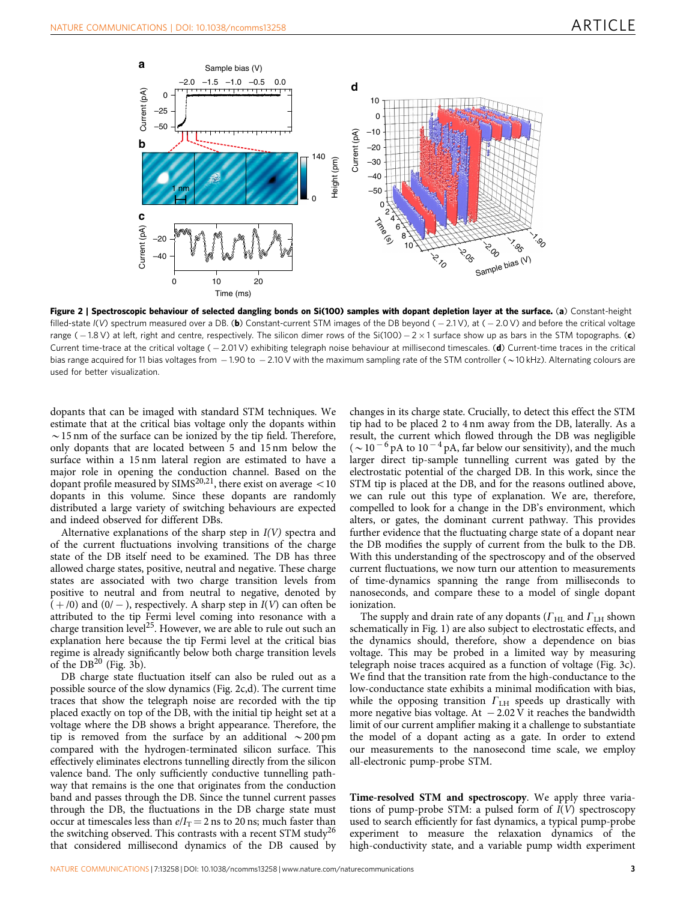**Figure 2 | Spectroscopic behaviour of selected dangling bonds on Si(100) samples with dopant depletion layer at the surface.** (**a**) Constant-height filled-state $I(V)$ spectrum measured over a DB. (**b**) Constant-current STM images of the DB beyond (−2.1 V), at (−2.0 V) and before the critical voltage range (−1.8 V) at left, right and centre, respectively. The silicon dimer rows of the Si(100) − 2 × 1 surface show up as bars in the STM topographs. (**c**) Current time-trace at the critical voltage (−2.01 V) exhibiting telegraph noise behaviour at millisecond timescales. (**d**) Current-time traces in the critical bias range acquired for 11 bias voltages from −1.90 to −2.10 V with the maximum sampling rate of the STM controller (∼10 kHz). Alternating colours are used for better visualization.

dopants that can be imaged with standard STM techniques. We estimate that at the critical bias voltage only the dopants within ∼15 nm of the surface can be ionized by the tip field. Therefore, only dopants that are located between 5 and 15 nm below the surface within a 15 nm lateral region are estimated to have a major role in opening the conduction channel. Based on the dopant profile measured by SIMS[20,21], there exist on average <10 dopants in this volume. Since these dopants are randomly distributed a large variety of switching behaviours are expected and indeed observed for different DBs.

Alternative explanations of the sharp step in *I(V)* spectra and of the current fluctuations involving transitions of the charge state of the DB itself need to be examined. The DB has three allowed charge states, positive, neutral and negative. These charge states are associated with two charge transition levels from positive to neutral and from neutral to negative, denoted by (+/0) and (0/−), respectively. A sharp step in $I(V)$ can often be attributed to the tip Fermi level coming into resonance with a charge transition level[25]. However, we are able to rule out such an explanation here because the tip Fermi level at the critical bias regime is already significantly below both charge transition levels of the DB[20] (Fig. 3b).

DB charge state fluctuation itself can also be ruled out as a possible source of the slow dynamics (Fig. 2c,d). The current time traces that show the telegraph noise are recorded with the tip placed exactly on top of the DB, with the initial tip height set at a voltage where the DB shows a bright appearance. Therefore, the tip is removed from the surface by an additional ∼200 pm compared with the hydrogen-terminated silicon surface. This effectively eliminates electrons tunnelling directly from the silicon valence band. The only sufficiently conductive tunnelling pathway that remains is the one that originates from the conduction band and passes through the DB. Since the tunnel current passes through the DB, the fluctuations in the DB charge state must occur at timescales less than $e/I_T = 2$ ns to 20 ns; much faster than the switching observed. This contrasts with a recent STM study[26] that considered millisecond dynamics of the DB caused by changes in its charge state. Crucially, to detect this effect the STM tip had to be placed 2 to 4 nm away from the DB, laterally. As a result, the current which flowed through the DB was negligible (∼$10^{-6}$ pA to $10^{-4}$ pA, far below our sensitivity), and the much larger direct tip-sample tunnelling current was gated by the electrostatic potential of the charged DB. In this work, since the STM tip is placed at the DB, and for the reasons outlined above, we can rule out this type of explanation. We are, therefore, compelled to look for a change in the DB's environment, which alters, or gates, the dominant current pathway. This provides further evidence that the fluctuating charge state of a dopant near the DB modifies the supply of current from the bulk to the DB. With this understanding of the spectroscopy and of the observed current fluctuations, we now turn our attention to measurements of time-dynamics spanning the range from milliseconds to nanoseconds, and compare these to a model of single dopant ionization.

The supply and drain rate of any dopants ($\Gamma_{HL}$ and $\Gamma_{LH}$ shown schematically in Fig. 1) are also subject to electrostatic effects, and the dynamics should, therefore, show a dependence on bias voltage. This may be probed in a limited way by measuring telegraph noise traces acquired as a function of voltage (Fig. 3c). We find that the transition rate from the high-conductance to the low-conductance state exhibits a minimal modification with bias, while the opposing transition $\Gamma_{LH}$ speeds up drastically with more negative bias voltage. At −2.02 V it reaches the bandwidth limit of our current amplifier making it a challenge to substantiate the model of a dopant acting as a gate. In order to extend our measurements to the nanosecond time scale, we employ all-electronic pump-probe STM.

**Time-resolved STM and spectroscopy**. We apply three variations of pump-probe STM: a pulsed form of $I(V)$ spectroscopy used to search efficiently for fast dynamics, a typical pump-probe experiment to measure the relaxation dynamics of the high-conductivity state, and a variable pump width experiment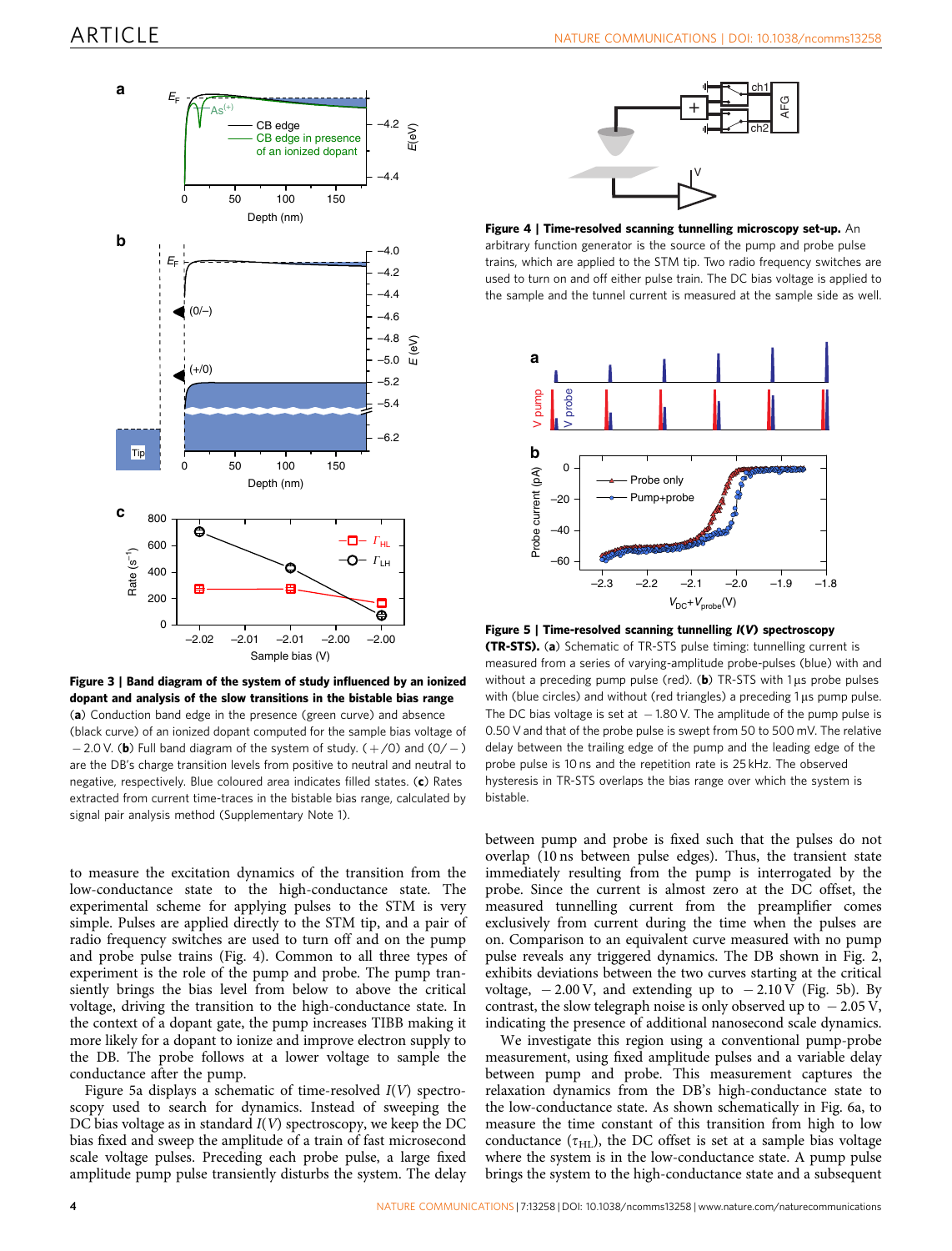**Figure 3 | Band diagram of the system of study influenced by an ionized dopant and analysis of the slow transitions in the bistable bias range** (**a**) Conduction band edge in the presence (green curve) and absence (black curve) of an ionized dopant computed for the sample bias voltage of −2.0 V. (**b**) Full band diagram of the system of study. (+/0) and (0/−) are the DB's charge transition levels from positive to neutral and neutral to negative, respectively. Blue coloured area indicates filled states. (**c**) Rates extracted from current time-traces in the bistable bias range, calculated by signal pair analysis method (Supplementary Note 1).

to measure the excitation dynamics of the transition from the low-conductance state to the high-conductance state. The experimental scheme for applying pulses to the STM tip is very simple. Pulses are applied directly to the STM tip, and a pair of radio frequency switches are used to turn off and on the pump and probe pulse trains (Fig. 4). Common to all three types of experiment is the role of the pump and probe. The pump transiently brings the bias level from below to above the critical voltage, driving the transition to the high-conductance state. In the context of a dopant gate, the pump increases TIBB making it more likely for a dopant to ionize and improve electron supply to the DB. The probe follows at a lower voltage to sample the conductance after the pump.

Figure 5a displays a schematic of time-resolved $I(V)$ spectroscopy used to search for dynamics. Instead of sweeping the DC bias voltage as in standard $I(V)$ spectroscopy, we keep the DC bias fixed and sweep the amplitude of a train of fast microsecond scale voltage pulses. Preceding each probe pulse, a large fixed amplitude pump pulse transiently disturbs the system. The delay between pump and probe is fixed such that the pulses do not overlap (10 ns between pulse edges). Thus, the transient state immediately resulting from the pump is interrogated by the probe. Since the current is almost zero at the DC offset, the measured tunnelling current from the preamplifier comes exclusively from current during the time when the pulses are on. Comparison to an equivalent curve measured with no pump pulse reveals any triggered dynamics. The DB shown in Fig. 2, exhibits deviations between the two curves starting at the critical voltage, −2.00 V, and extending up to −2.10 V (Fig. 5b). By contrast, the slow telegraph noise is only observed up to −2.05 V, indicating the presence of additional nanosecond scale dynamics.

We investigate this region using a conventional pump-probe measurement, using fixed amplitude pulses and a variable delay between pump and probe. This measurement captures the relaxation dynamics from the DB's high-conductance state to the low-conductance state. As shown schematically in Fig. 6a, to measure the time constant of this transition from high to low conductance ($\tau_{HL}$), the DC offset is set at a sample bias voltage where the system is in the low-conductance state. A pump pulse brings the system to the high-conductance state and a subsequent

**Figure 4 | Time-resolved scanning tunnelling microscopy set-up.** An arbitrary function generator is the source of the pump and probe pulse trains, which are applied to the STM tip. Two radio frequency switches are used to turn on and off either pulse train. The DC bias voltage is applied to the sample and the tunnel current is measured at the sample side as well.

**Figure 5 | Time-resolved scanning tunnelling *I(V)* spectroscopy (TR-STS).** (**a**) Schematic of TR-STS pulse timing: tunnelling current is measured from a series of varying-amplitude probe-pulses (blue) with and without a preceding pump pulse (red). (**b**) TR-STS with 1 μs probe pulses with (blue circles) and without (red triangles) a preceding 1 μs pump pulse. The DC bias voltage is set at −1.80 V. The amplitude of the pump pulse is 0.50 V and that of the probe pulse is swept from 50 to 500 mV. The relative delay between the trailing edge of the pump and the leading edge of the probe pulse is 10 ns and the repetition rate is 25 kHz. The observed hysteresis in TR-STS overlaps the bias range over which the system is bistable.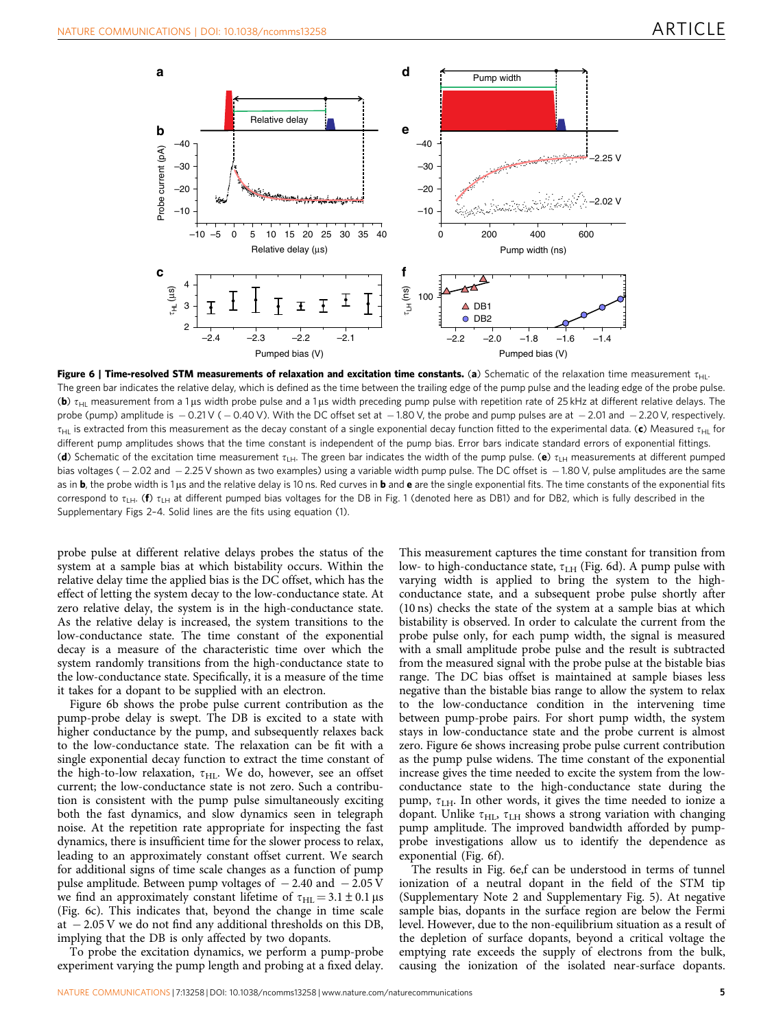**Figure 6 | Time-resolved STM measurements of relaxation and excitation time constants.** (**a**) Schematic of the relaxation time measurement $\tau_{HL}$. The green bar indicates the relative delay, which is defined as the time between the trailing edge of the pump pulse and the leading edge of the probe pulse. (**b**) $\tau_{HL}$ measurement from a 1 µs width probe pulse and a 1 µs width preceding pump pulse with repetition rate of 25 kHz at different relative delays. The probe (pump) amplitude is −0.21 V (−0.40 V). With the DC offset set at −1.80 V, the probe and pump pulses are at −2.01 and −2.20 V, respectively. $\tau_{HL}$ is extracted from this measurement as the decay constant of a single exponential decay function fitted to the experimental data. (**c**) Measured $\tau_{HL}$ for different pump amplitudes shows that the time constant is independent of the pump bias. Error bars indicate standard errors of exponential fittings. (**d**) Schematic of the excitation time measurement $\tau_{LH}$. The green bar indicates the width of the pump pulse. (**e**) $\tau_{LH}$ measurements at different pumped bias voltages (−2.02 and −2.25 V shown as two examples) using a variable width pump pulse. The DC offset is −1.80 V, pulse amplitudes are the same as in **b**, the probe width is 1 µs and the relative delay is 10 ns. Red curves in **b** and **e** are the single exponential fits. The time constants of the exponential fits correspond to $\tau_{LH}$. (**f**) $\tau_{LH}$ at different pumped bias voltages for the DB in Fig. 1 (denoted here as DB1) and for DB2, which is fully described in the Supplementary Figs 2–4. Solid lines are the fits using equation (1).

probe pulse at different relative delays probes the status of the system at a sample bias at which bistability occurs. Within the relative delay time the applied bias is the DC offset, which has the effect of letting the system decay to the low-conductance state. At zero relative delay, the system is in the high-conductance state. As the relative delay is increased, the system transitions to the low-conductance state. The time constant of the exponential decay is a measure of the characteristic time over which the system randomly transitions from the high-conductance state to the low-conductance state. Specifically, it is a measure of the time it takes for a dopant to be supplied with an electron.

Figure 6b shows the probe pulse current contribution as the pump-probe delay is swept. The DB is excited to a state with higher conductance by the pump, and subsequently relaxes back to the low-conductance state. The relaxation can be fit with a single exponential decay function to extract the time constant of the high-to-low relaxation, $\tau_{HL}$. We do, however, see an offset current; the low-conductance state is not zero. Such a contribution is consistent with the pump pulse simultaneously exciting both the fast dynamics, and slow dynamics seen in telegraph noise. At the repetition rate appropriate for inspecting the fast dynamics, there is insufficient time for the slower process to relax, leading to an approximately constant offset current. We search for additional signs of time scale changes as a function of pump pulse amplitude. Between pump voltages of −2.40 and −2.05 V we find an approximately constant lifetime of $\tau_{HL} = 3.1 \pm 0.1$ µs (Fig. 6c). This indicates that, beyond the change in time scale at −2.05 V we do not find any additional thresholds on this DB, implying that the DB is only affected by two dopants.

To probe the excitation dynamics, we perform a pump-probe experiment varying the pump length and probing at a fixed delay. This measurement captures the time constant for transition from low- to high-conductance state, $\tau_{LH}$ (Fig. 6d). A pump pulse with varying width is applied to bring the system to the high-conductance state, and a subsequent probe pulse shortly after (10 ns) checks the state of the system at a sample bias at which bistability is observed. In order to calculate the current from the probe pulse only, for each pump width, the signal is measured with a small amplitude probe pulse and the result is subtracted from the measured signal with the probe pulse at the bistable bias range. The DC bias offset is maintained at sample biases less negative than the bistable bias range to allow the system to relax to the low-conductance condition in the intervening time between pump-probe pairs. For short pump width, the system stays in low-conductance state and the probe current is almost zero. Figure 6e shows increasing probe pulse current contribution as the pump pulse widens. The time constant of the exponential increase gives the time needed to excite the system from the low-conductance state to the high-conductance state during the pump, $\tau_{LH}$. In other words, it gives the time needed to ionize a dopant. Unlike $\tau_{HL}$, $\tau_{LH}$ shows a strong variation with changing pump amplitude. The improved bandwidth afforded by pump-probe investigations allow us to identify the dependence as exponential (Fig. 6f).

The results in Fig. 6e,f can be understood in terms of tunnel ionization of a neutral dopant in the field of the STM tip (Supplementary Note 2 and Supplementary Fig. 5). At negative sample bias, dopants in the surface region are below the Fermi level. However, due to the non-equilibrium situation as a result of the depletion of surface dopants, beyond a critical voltage the emptying rate exceeds the supply of electrons from the bulk, causing the ionization of the isolated near-surface dopants.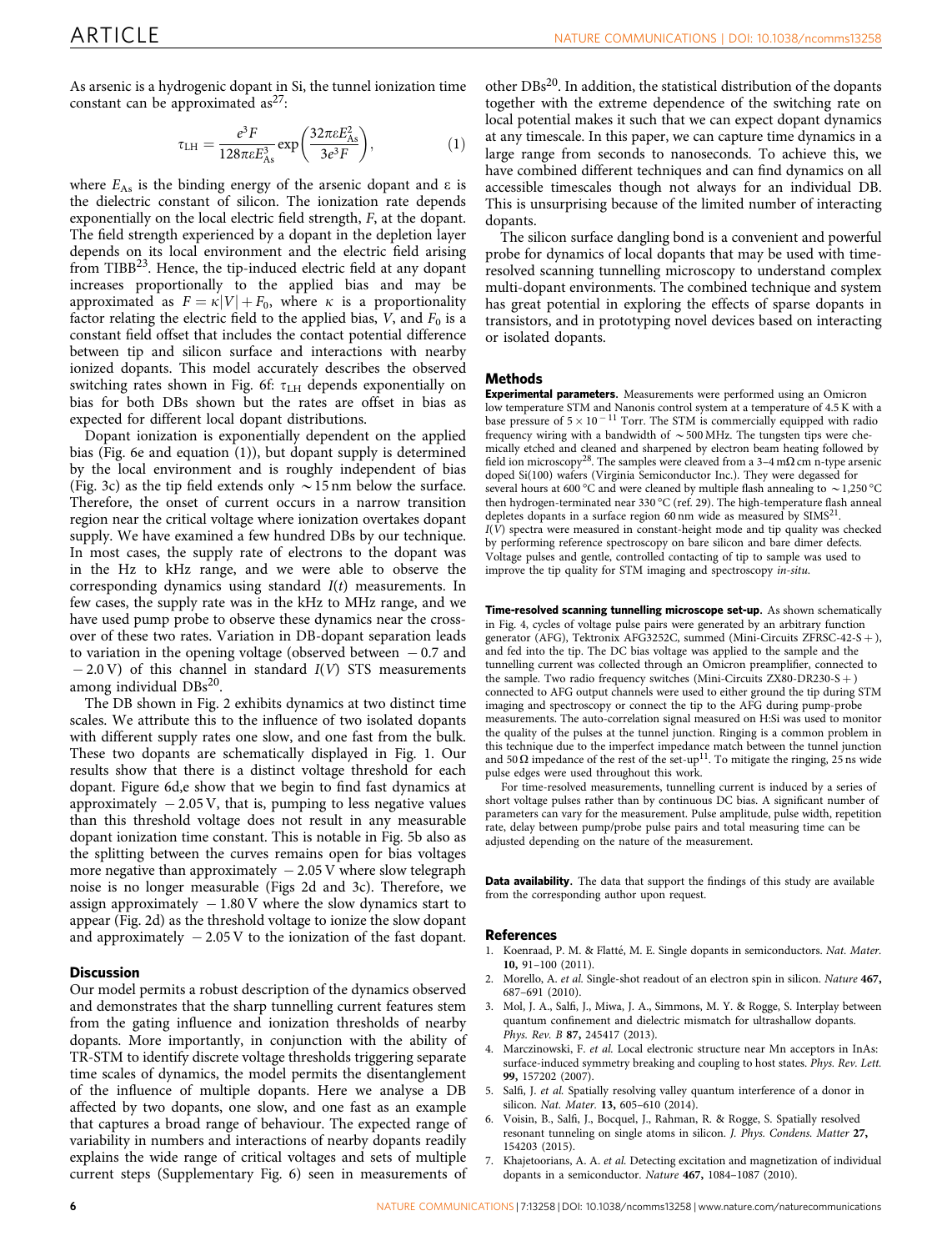As arsenic is a hydrogenic dopant in Si, the tunnel ionization time constant can be approximated as[27]:

$$\tau_{\mathrm{LH}} = \frac{e^3 F}{128\pi\varepsilon E_{\mathrm{As}}^3} \exp\left(\frac{32\pi\varepsilon E_{\mathrm{As}}^2}{3e^3 F}\right), \qquad (1)$$

where $E_{\mathrm{As}}$ is the binding energy of the arsenic dopant and $\varepsilon$ is the dielectric constant of silicon. The ionization rate depends exponentially on the local electric field strength, $F$, at the dopant. The field strength experienced by a dopant in the depletion layer depends on its local environment and the electric field arising from TIBB[23]. Hence, the tip-induced electric field at any dopant increases proportionally to the applied bias and may be approximated as $F = \kappa|V| + F_0$, where $\kappa$ is a proportionality factor relating the electric field to the applied bias, $V$, and $F_0$ is a constant field offset that includes the contact potential difference between tip and silicon surface and interactions with nearby ionized dopants. This model accurately describes the observed switching rates shown in Fig. 6f: $\tau_{\mathrm{LH}}$ depends exponentially on bias for both DBs shown but the rates are offset in bias as expected for different local dopant distributions.

Dopant ionization is exponentially dependent on the applied bias (Fig. 6e and equation (1)), but dopant supply is determined by the local environment and is roughly independent of bias (Fig. 3c) as the tip field extends only ~15 nm below the surface. Therefore, the onset of current occurs in a narrow transition region near the critical voltage where ionization overtakes dopant supply. We have examined a few hundred DBs by our technique. In most cases, the supply rate of electrons to the dopant was in the Hz to kHz range, and we were able to observe the corresponding dynamics using standard $I(t)$ measurements. In few cases, the supply rate was in the kHz to MHz range, and we have used pump probe to observe these dynamics near the crossover of these two rates. Variation in DB-dopant separation leads to variation in the opening voltage (observed between −0.7 and −2.0 V) of this channel in standard $I(V)$ STS measurements among individual DBs[20].

The DB shown in Fig. 2 exhibits dynamics at two distinct time scales. We attribute this to the influence of two isolated dopants with different supply rates one slow, and one fast from the bulk. These two dopants are schematically displayed in Fig. 1. Our results show that there is a distinct voltage threshold for each dopant. Figure 6d,e show that we begin to find fast dynamics at approximately −2.05 V, that is, pumping to less negative values than this threshold voltage does not result in any measurable dopant ionization time constant. This is notable in Fig. 5b also as the splitting between the curves remains open for bias voltages more negative than approximately −2.05 V where slow telegraph noise is no longer measurable (Figs 2d and 3c). Therefore, we assign approximately −1.80 V where the slow dynamics start to appear (Fig. 2d) as the threshold voltage to ionize the slow dopant and approximately −2.05 V to the ionization of the fast dopant.

## Discussion

Our model permits a robust description of the dynamics observed and demonstrates that the sharp tunnelling current features stem from the gating influence and ionization thresholds of nearby dopants. More importantly, in conjunction with the ability of TR-STM to identify discrete voltage thresholds triggering separate time scales of dynamics, the model permits the disentanglement of the influence of multiple dopants. Here we analyse a DB affected by two dopants, one slow, and one fast as an example that captures a broad range of behaviour. The expected range of variability in numbers and interactions of nearby dopants readily explains the wide range of critical voltages and sets of multiple current steps (Supplementary Fig. 6) seen in measurements of other DBs[20]. In addition, the statistical distribution of the dopants together with the extreme dependence of the switching rate on local potential makes it such that we can expect dopant dynamics at any timescale. In this paper, we can capture time dynamics in a large range from seconds to nanoseconds. To achieve this, we have combined different techniques and can find dynamics on all accessible timescales though not always for an individual DB. This is unsurprising because of the limited number of interacting dopants.

The silicon surface dangling bond is a convenient and powerful probe for dynamics of local dopants that may be used with time-resolved scanning tunnelling microscopy to understand complex multi-dopant environments. The combined technique and system has great potential in exploring the effects of sparse dopants in transistors, and in prototyping novel devices based on interacting or isolated dopants.

## Methods

**Experimental parameters.** Measurements were performed using an Omicron low temperature STM and Nanonis control system at a temperature of 4.5 K with a base pressure of $5 \times 10^{-11}$ Torr. The STM is commercially equipped with radio frequency wiring with a bandwidth of ~500 MHz. The tungsten tips were chemically etched and cleaned and sharpened by electron beam heating followed by field ion microscopy[28]. The samples were cleaved from a 3–4 mΩ cm n-type arsenic doped Si(100) wafers (Virginia Semiconductor Inc.). They were degassed for several hours at 600 °C and were cleaned by multiple flash annealing to ~1,250 °C then hydrogen-terminated near 330 °C (ref. 29). The high-temperature flash anneal depletes dopants in a surface region 60 nm wide as measured by SIMS[21]. $I(V)$ spectra were measured in constant-height mode and tip quality was checked by performing reference spectroscopy on bare silicon and bare dimer defects. Voltage pulses and gentle, controlled contacting of tip to sample was used to improve the tip quality for STM imaging and spectroscopy *in-situ*.

**Time-resolved scanning tunnelling microscope set-up.** As shown schematically in Fig. 4, cycles of voltage pulse pairs were generated by an arbitrary function generator (AFG), Tektronix AFG3252C, summed (Mini-Circuits ZFRSC-42-S+), and fed into the tip. The DC bias voltage was applied to the sample and the tunnelling current was collected through an Omicron preamplifier, connected to the sample. Two radio frequency switches (Mini-Circuits ZX80-DR230-S+) connected to AFG output channels were used to either ground the tip during STM imaging and spectroscopy or connect the tip to the AFG during pump-probe measurements. The auto-correlation signal measured on H:Si was used to monitor the quality of the pulses at the tunnel junction. Ringing is a common problem in this technique due to the imperfect impedance match between the tunnel junction and 50 Ω impedance of the rest of the set-up[11]. To mitigate the ringing, 25 ns wide pulse edges were used throughout this work.

For time-resolved measurements, tunnelling current is induced by a series of short voltage pulses rather than by continuous DC bias. A significant number of parameters can vary for the measurement. Pulse amplitude, pulse width, repetition rate, delay between pump/probe pulse pairs and total measuring time can be adjusted depending on the nature of the measurement.

**Data availability.** The data that support the findings of this study are available from the corresponding author upon request.

## References

1. Koenraad, P. M. & Flatté, M. E. Single dopants in semiconductors. *Nat. Mater.* **10,** 91–100 (2011).
2. Morello, A. *et al.* Single-shot readout of an electron spin in silicon. *Nature* **467,** 687–691 (2010).
3. Mol, J. A., Salfi, J., Miwa, J. A., Simmons, M. Y. & Rogge, S. Interplay between quantum confinement and dielectric mismatch for ultrashallow dopants. *Phys. Rev. B* **87,** 245417 (2013).
4. Marczinowski, F. *et al.* Local electronic structure near Mn acceptors in InAs: surface-induced symmetry breaking and coupling to host states. *Phys. Rev. Lett.* **99,** 157202 (2007).
5. Salfi, J. *et al.* Spatially resolving valley quantum interference of a donor in silicon. *Nat. Mater.* **13,** 605–610 (2014).
6. Voisin, B., Salfi, J., Bocquel, J., Rahman, R. & Rogge, S. Spatially resolved resonant tunneling on single atoms in silicon. *J. Phys. Condens. Matter* **27,** 154203 (2015).
7. Khajetoorians, A. A. *et al.* Detecting excitation and magnetization of individual dopants in a semiconductor. *Nature* **467,** 1084–1087 (2010).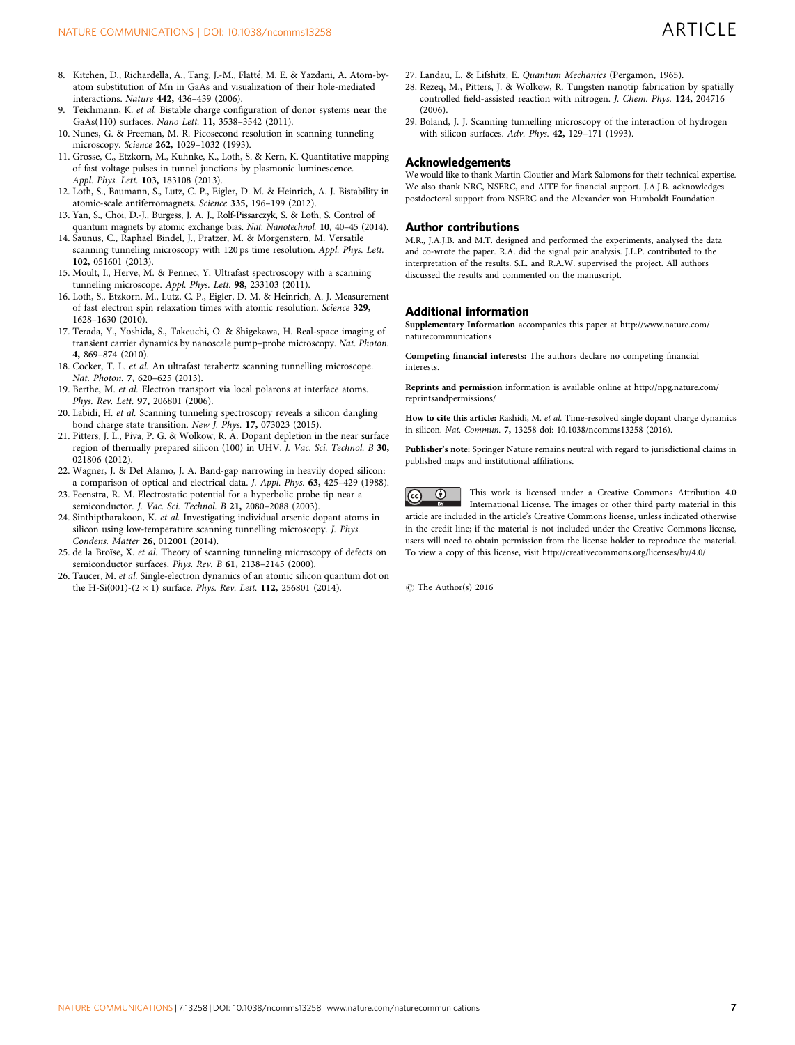8. Kitchen, D., Richardella, A., Tang, J.-M., Flatté, M. E. & Yazdani, A. Atom-by-atom substitution of Mn in GaAs and visualization of their hole-mediated interactions. *Nature* **442,** 436–439 (2006).
9. Teichmann, K. *et al.* Bistable charge configuration of donor systems near the GaAs(110) surfaces. *Nano Lett.* **11,** 3538–3542 (2011).
10. Nunes, G. & Freeman, M. R. Picosecond resolution in scanning tunneling microscopy. *Science* **262,** 1029–1032 (1993).
11. Grosse, C., Etzkorn, M., Kuhnke, K., Loth, S. & Kern, K. Quantitative mapping of fast voltage pulses in tunnel junctions by plasmonic luminescence. *Appl. Phys. Lett.* **103,** 183108 (2013).
12. Loth, S., Baumann, S., Lutz, C. P., Eigler, D. M. & Heinrich, A. J. Bistability in atomic-scale antiferromagnets. *Science* **335,** 196–199 (2012).
13. Yan, S., Choi, D.-J., Burgess, J. A. J., Rolf-Pissarczyk, S. & Loth, S. Control of quantum magnets by atomic exchange bias. *Nat. Nanotechnol.* **10,** 40–45 (2014).
14. Saunus, C., Raphael Bindel, J., Pratzer, M. & Morgenstern, M. Versatile scanning tunneling microscopy with 120 ps time resolution. *Appl. Phys. Lett.* **102,** 051601 (2013).
15. Moult, I., Herve, M. & Pennec, Y. Ultrafast spectroscopy with a scanning tunneling microscope. *Appl. Phys. Lett.* **98,** 233103 (2011).
16. Loth, S., Etzkorn, M., Lutz, C. P., Eigler, D. M. & Heinrich, A. J. Measurement of fast electron spin relaxation times with atomic resolution. *Science* **329,** 1628–1630 (2010).
17. Terada, Y., Yoshida, S., Takeuchi, O. & Shigekawa, H. Real-space imaging of transient carrier dynamics by nanoscale pump–probe microscopy. *Nat. Photon.* **4,** 869–874 (2010).
18. Cocker, T. L. *et al.* An ultrafast terahertz scanning tunnelling microscope. *Nat. Photon.* **7,** 620–625 (2013).
19. Berthe, M. *et al.* Electron transport via local polarons at interface atoms. *Phys. Rev. Lett.* **97,** 206801 (2006).
20. Labidi, H. *et al.* Scanning tunneling spectroscopy reveals a silicon dangling bond charge state transition. *New J. Phys.* **17,** 073023 (2015).
21. Pitters, J. L., Piva, P. G. & Wolkow, R. A. Dopant depletion in the near surface region of thermally prepared silicon (100) in UHV. *J. Vac. Sci. Technol. B* **30,** 021806 (2012).
22. Wagner, J. & Del Alamo, J. A. Band-gap narrowing in heavily doped silicon: a comparison of optical and electrical data. *J. Appl. Phys.* **63,** 425–429 (1988).
23. Feenstra, R. M. Electrostatic potential for a hyperbolic probe tip near a semiconductor. *J. Vac. Sci. Technol. B* **21,** 2080–2088 (2003).
24. Sinthiptharakoon, K. *et al.* Investigating individual arsenic dopant atoms in silicon using low-temperature scanning tunnelling microscopy. *J. Phys. Condens. Matter* **26,** 012001 (2014).
25. de la Broïse, X. *et al.* Theory of scanning tunneling microscopy of defects on semiconductor surfaces. *Phys. Rev. B* **61,** 2138–2145 (2000).
26. Taucer, M. *et al.* Single-electron dynamics of an atomic silicon quantum dot on the H-Si(001)-(2 × 1) surface. *Phys. Rev. Lett.* **112,** 256801 (2014).
27. Landau, L. & Lifshitz, E. *Quantum Mechanics* (Pergamon, 1965).
28. Rezeq, M., Pitters, J. & Wolkow, R. Tungsten nanotip fabrication by spatially controlled field-assisted reaction with nitrogen. *J. Chem. Phys.* **124,** 204716 (2006).
29. Boland, J. J. Scanning tunnelling microscopy of the interaction of hydrogen with silicon surfaces. *Adv. Phys.* **42,** 129–171 (1993).

## Acknowledgements

We would like to thank Martin Cloutier and Mark Salomons for their technical expertise. We also thank NRC, NSERC, and AITF for financial support. J.A.J.B. acknowledges postdoctoral support from NSERC and the Alexander von Humboldt Foundation.

## Author contributions

M.R., J.A.J.B. and M.T. designed and performed the experiments, analysed the data and co-wrote the paper. R.A. did the signal pair analysis. J.L.P. contributed to the interpretation of the results. S.L. and R.A.W. supervised the project. All authors discussed the results and commented on the manuscript.

## Additional information

**Supplementary Information** accompanies this paper at http://www.nature.com/naturecommunications

**Competing financial interests:** The authors declare no competing financial interests.

**Reprints and permission** information is available online at http://npg.nature.com/reprintsandpermissions/

**How to cite this article:** Rashidi, M. *et al.* Time-resolved single dopant charge dynamics in silicon. *Nat. Commun.* **7,** 13258 doi: 10.1038/ncomms13258 (2016).

**Publisher's note:** Springer Nature remains neutral with regard to jurisdictional claims in published maps and institutional affiliations.

This work is licensed under a Creative Commons Attribution 4.0 International License. The images or other third party material in this article are included in the article's Creative Commons license, unless indicated otherwise in the credit line; if the material is not included under the Creative Commons license, users will need to obtain permission from the license holder to reproduce the material. To view a copy of this license, visit http://creativecommons.org/licenses/by/4.0/

© The Author(s) 2016